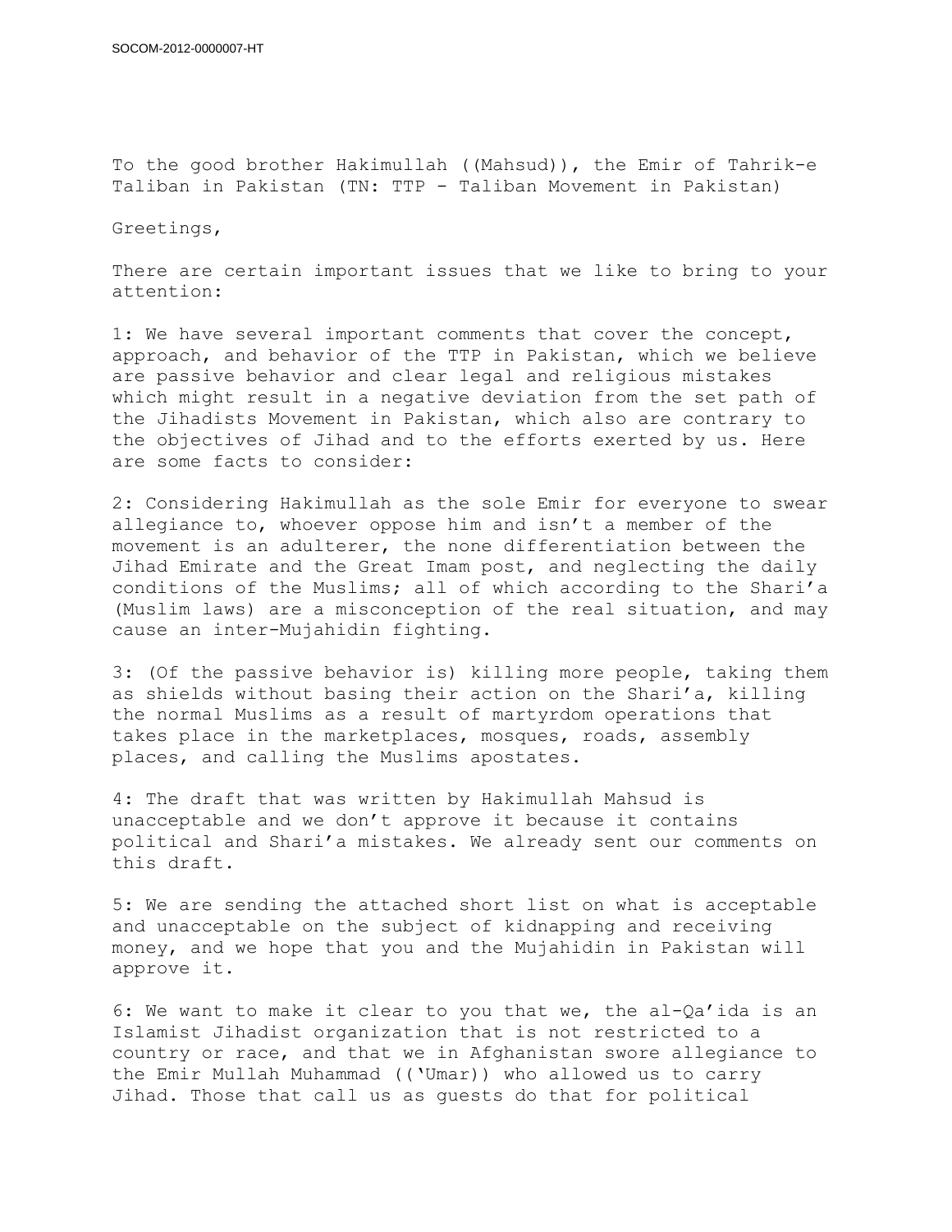To the good brother Hakimullah ((Mahsud)), the Emir of Tahrik-e Taliban in Pakistan (TN: TTP - Taliban Movement in Pakistan)

Greetings,

There are certain important issues that we like to bring to your attention:

1: We have several important comments that cover the concept, approach, and behavior of the TTP in Pakistan, which we believe are passive behavior and clear legal and religious mistakes which might result in a negative deviation from the set path of the Jihadists Movement in Pakistan, which also are contrary to the objectives of Jihad and to the efforts exerted by us. Here are some facts to consider:

2: Considering Hakimullah as the sole Emir for everyone to swear allegiance to, whoever oppose him and isn't a member of the movement is an adulterer, the none differentiation between the Jihad Emirate and the Great Imam post, and neglecting the daily conditions of the Muslims; all of which according to the Shari'a (Muslim laws) are a misconception of the real situation, and may cause an inter-Mujahidin fighting.

3: (Of the passive behavior is) killing more people, taking them as shields without basing their action on the Shari'a, killing the normal Muslims as a result of martyrdom operations that takes place in the marketplaces, mosques, roads, assembly places, and calling the Muslims apostates.

4: The draft that was written by Hakimullah Mahsud is unacceptable and we don't approve it because it contains political and Shari'a mistakes. We already sent our comments on this draft.

5: We are sending the attached short list on what is acceptable and unacceptable on the subject of kidnapping and receiving money, and we hope that you and the Mujahidin in Pakistan will approve it.

6: We want to make it clear to you that we, the al-Qa'ida is an Islamist Jihadist organization that is not restricted to a country or race, and that we in Afghanistan swore allegiance to the Emir Mullah Muhammad (('Umar)) who allowed us to carry Jihad. Those that call us as guests do that for political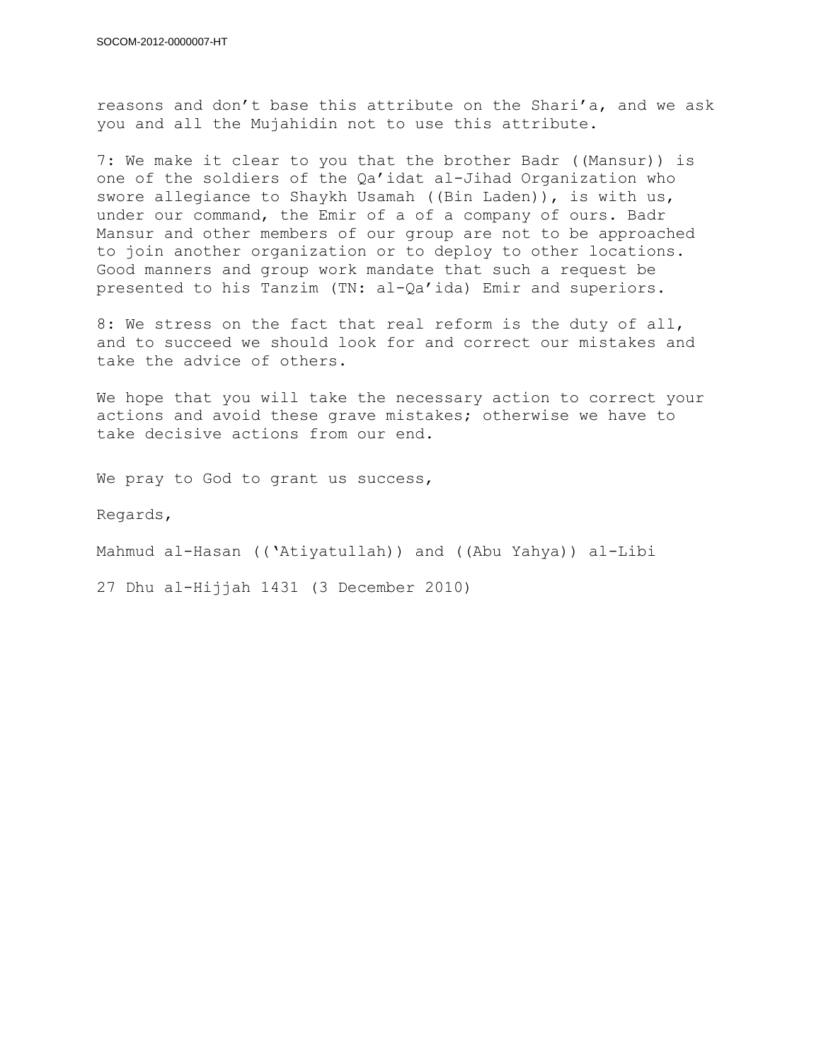reasons and don't base this attribute on the Shari'a, and we ask you and all the Mujahidin not to use this attribute.

7: We make it clear to you that the brother Badr ((Mansur)) is one of the soldiers of the Qa'idat al-Jihad Organization who swore allegiance to Shaykh Usamah ((Bin Laden)), is with us, under our command, the Emir of a of a company of ours. Badr Mansur and other members of our group are not to be approached to join another organization or to deploy to other locations. Good manners and group work mandate that such a request be presented to his Tanzim (TN: al-Qa'ida) Emir and superiors.

8: We stress on the fact that real reform is the duty of all, and to succeed we should look for and correct our mistakes and take the advice of others.

We hope that you will take the necessary action to correct your actions and avoid these grave mistakes; otherwise we have to take decisive actions from our end.

We pray to God to grant us success,

Regards,

Mahmud al-Hasan (('Atiyatullah)) and ((Abu Yahya)) al-Libi

27 Dhu al-Hijjah 1431 (3 December 2010)